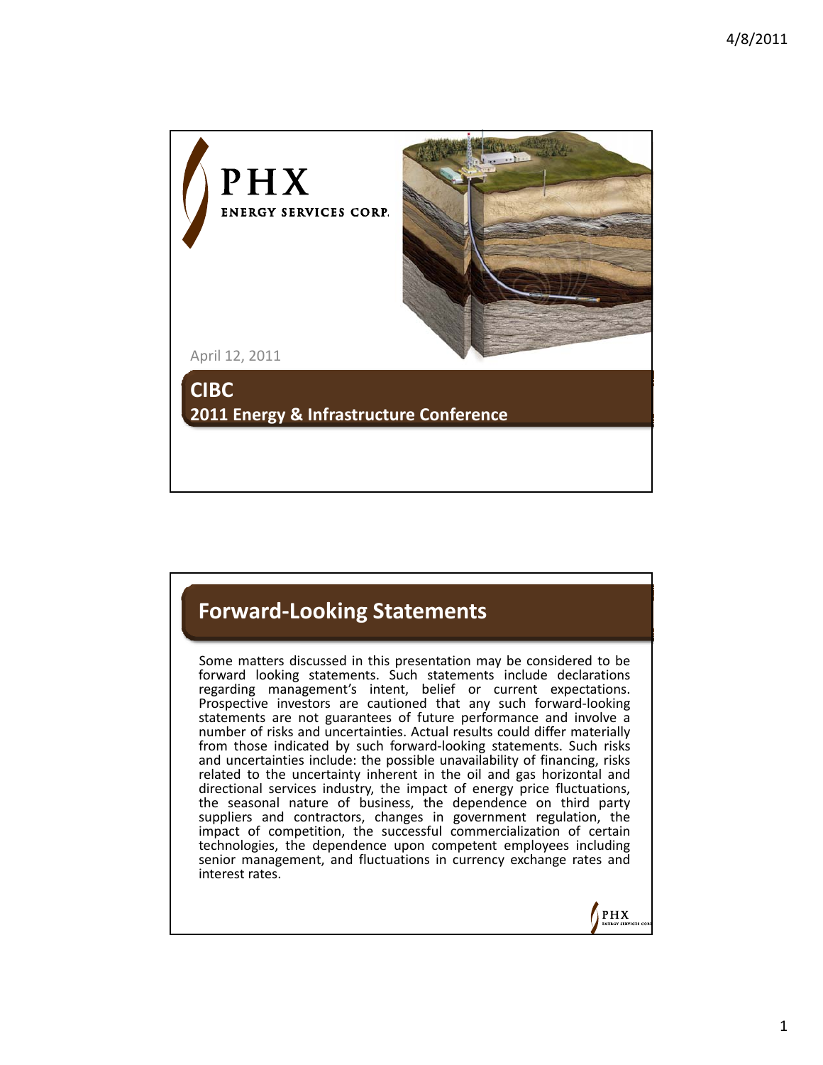PHX ENERGY SERVICES CORP.

April 12, 2011

**CIBC**

**2011 Energy & Infrastructure Conference**

## Forward-Looking Statements

Some matters discussed in this presentation may be considered to be forward looking statements. Such statements include declarations regarding management's intent, belief or current expectations. Prospective investors are cautioned that any such forward-looking statements are not guarantees of future performance and involve a number of risks and uncertainties. Actual results could differ materially from those indicated by such forward-looking statements. Such risks and uncertainties include: the possible unavailability of financing, risks related to the uncertainty inherent in the oil and gas horizontal and directional services industry, the impact of energy price fluctuations, the seasonal nature of business, the dependence on third party suppliers and contractors, changes in government regulation, the impact of competition, the successful commercialization of certain technologies, the dependence upon competent employees including senior management, and fluctuations in currency exchange rates and interest rates.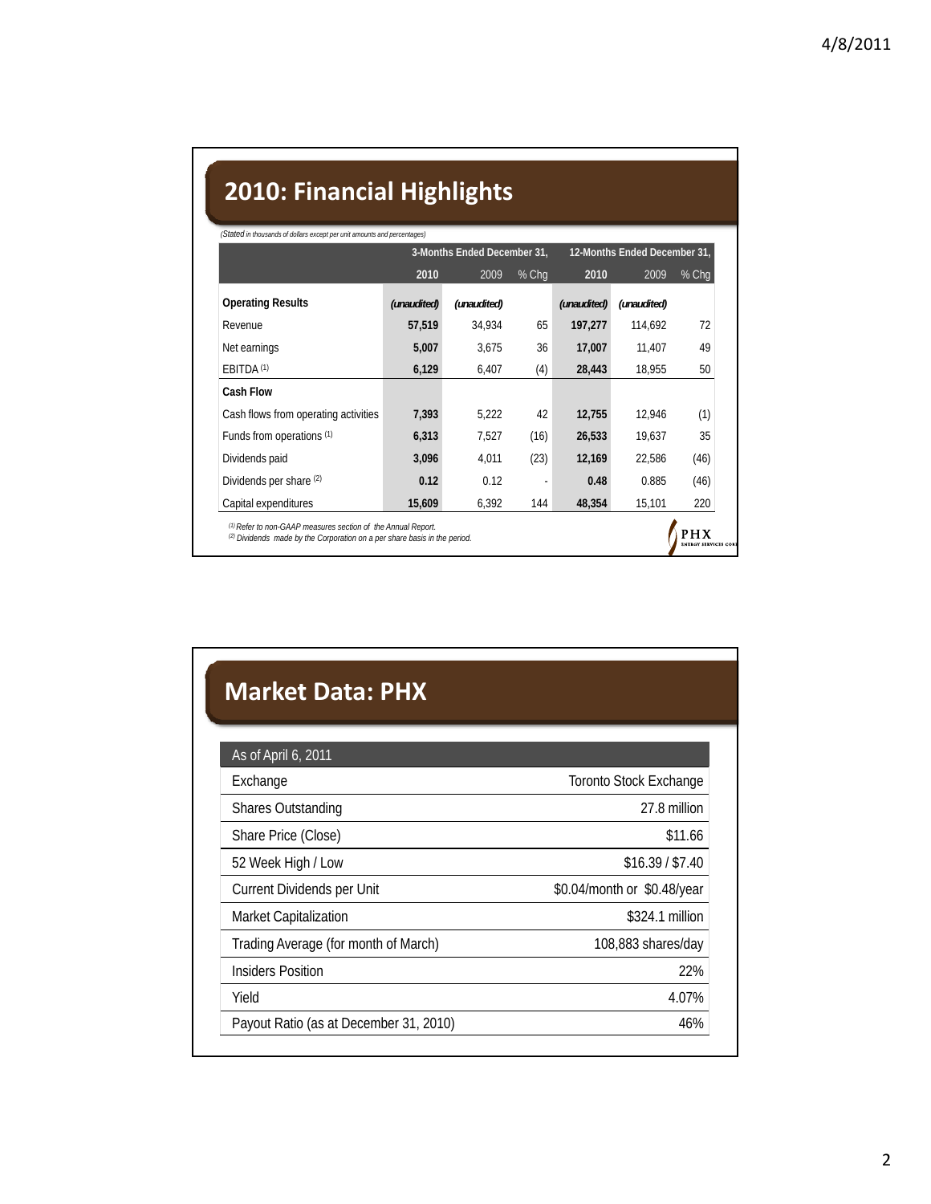## 2010: Financial Highlights

*(Stated in thousands of dollars except per unit amounts and percentages)*

| | 3-Months Ended December 31, | | | 12-Months Ended December 31, | | |
|---|---|---|---|---|---|---|
| | **2010** | 2009 | % Chg | **2010** | 2009 | % Chg |
| **Operating Results** | *(unaudited)* | *(unaudited)* | | *(unaudited)* | *(unaudited)* | |
| Revenue | **57,519** | 34,934 | 65 | **197,277** | 114,692 | 72 |
| Net earnings | **5,007** | 3,675 | 36 | **17,007** | 11,407 | 49 |
| EBITDA [1] | **6,129** | 6,407 | (4) | **28,443** | 18,955 | 50 |
| **Cash Flow** | | | | | | |
| Cash flows from operating activities | **7,393** | 5,222 | 42 | **12,755** | 12,946 | (1) |
| Funds from operations [1] | **6,313** | 7,527 | (16) | **26,533** | 19,637 | 35 |
| Dividends paid | **3,096** | 4,011 | (23) | **12,169** | 22,586 | (46) |
| Dividends per share [2] | **0.12** | 0.12 | - | **0.48** | 0.885 | (46) |
| Capital expenditures | **15,609** | 6,392 | 144 | **48,354** | 15,101 | 220 |

*[1] Refer to non-GAAP measures section of the Annual Report.*
*[2] Dividends made by the Corporation on a per share basis in the period.*

## Market Data: PHX

| As of April 6, 2011 | |
|---|---|
| Exchange | Toronto Stock Exchange |
| Shares Outstanding | 27.8 million |
| Share Price (Close) | $11.66 |
| 52 Week High / Low | $16.39 / $7.40 |
| Current Dividends per Unit | $0.04/month or $0.48/year |
| Market Capitalization | $324.1 million |
| Trading Average (for month of March) | 108,883 shares/day |
| Insiders Position | 22% |
| Yield | 4.07% |
| Payout Ratio (as at December 31, 2010) | 46% |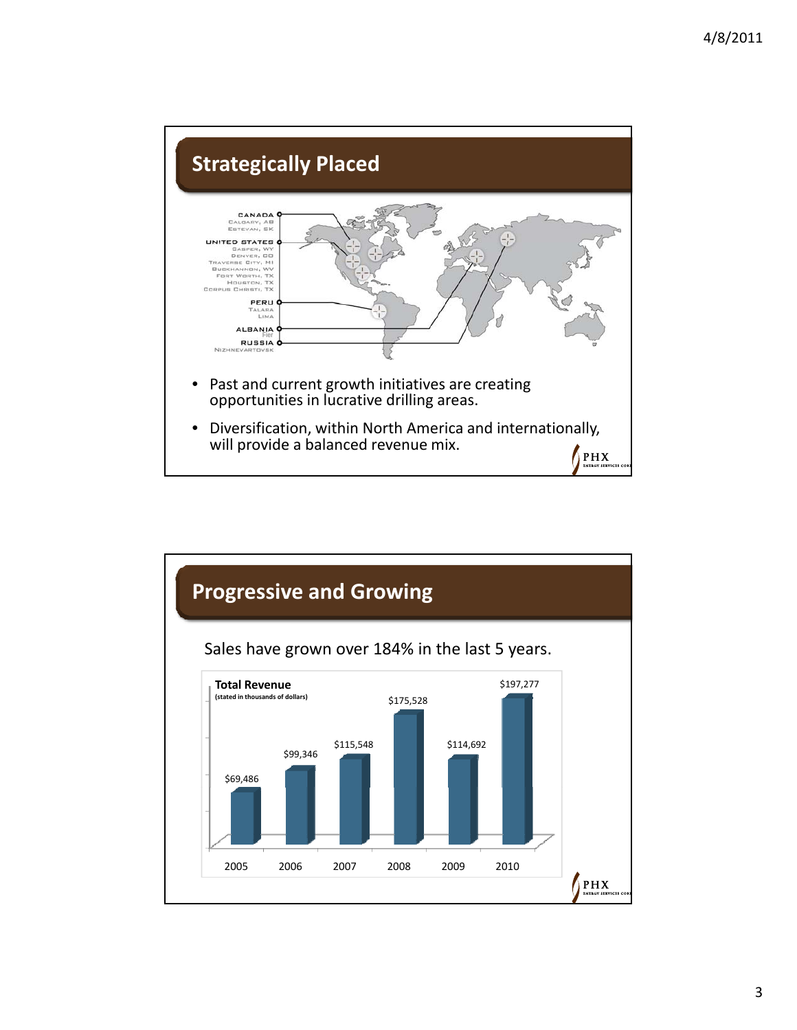## Strategically Placed

**CANADA**
Calgary, AB
Estevan, SK

**UNITED STATES**
Casper, WY
Denver, CO
Traverse City, MI
Buckhannon, WV
Fort Worth, TX
Houston, TX
Corpus Christi, TX

**PERU**
Talara
Lima

**ALBANIA**
Fier

**RUSSIA**
Nizhnevartovsk

- Past and current growth initiatives are creating opportunities in lucrative drilling areas.
- Diversification, within North America and internationally, will provide a balanced revenue mix.

## Progressive and Growing

Sales have grown over 184% in the last 5 years.

**Total Revenue**
(stated in thousands of dollars)

| Year | Total Revenue |
|---|---|
| 2005 | $69,486 |
| 2006 | $99,346 |
| 2007 | $115,548 |
| 2008 | $175,528 |
| 2009 | $114,692 |
| 2010 | $197,277 |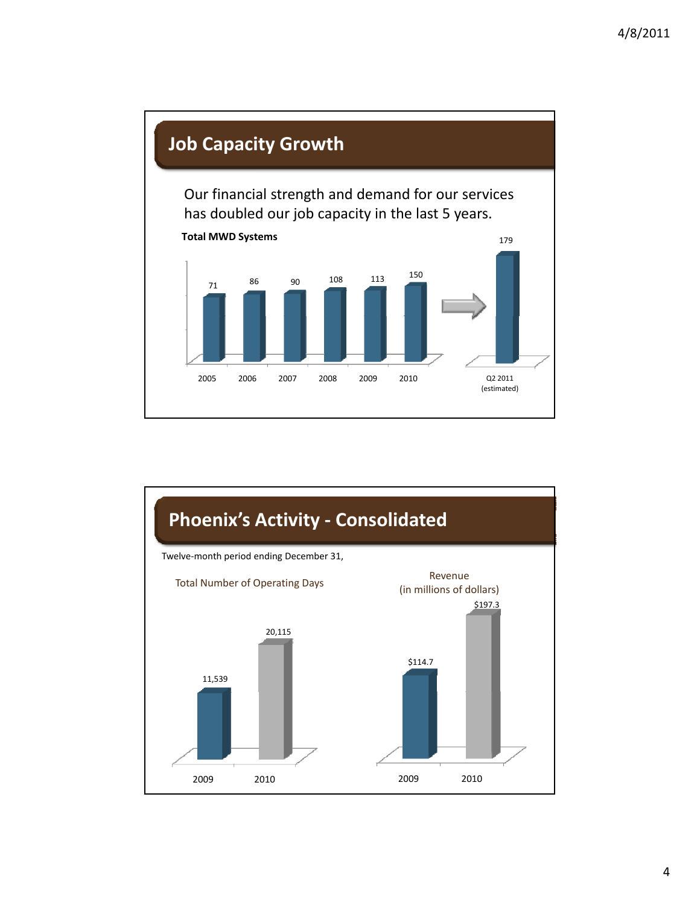## Job Capacity Growth

Our financial strength and demand for our services has doubled our job capacity in the last 5 years.

**Total MWD Systems**

| 2005 | 2006 | 2007 | 2008 | 2009 | 2010 | Q2 2011 (estimated) |
|---|---|---|---|---|---|---|
| 71 | 86 | 90 | 108 | 113 | 150 | 179 |

## Phoenix's Activity - Consolidated

Twelve-month period ending December 31,

Total Number of Operating Days

| 2009 | 2010 |
|---|---|
| 11,539 | 20,115 |

Revenue (in millions of dollars)

| 2009 | 2010 |
|---|---|
| $114.7 | $197.3 |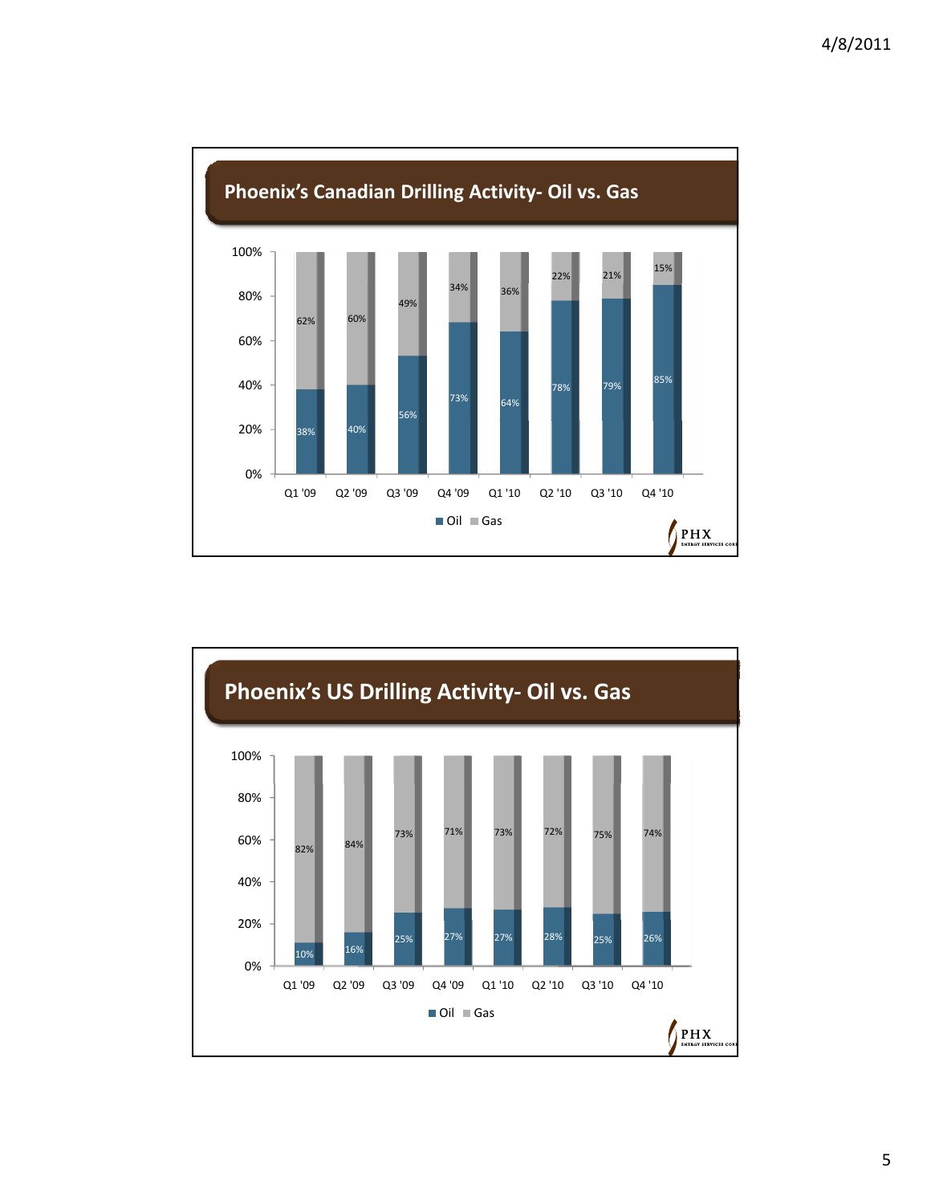## Phoenix's Canadian Drilling Activity- Oil vs. Gas

100%
80%
60%
40%
20%
0%

Q1 '09 Q2 '09 Q3 '09 Q4 '09 Q1 '10 Q2 '10 Q3 '10 Q4 '10

Oil: 38% 40% 56% 73% 64% 78% 79% 85%

Gas: 62% 60% 49% 34% 36% 22% 21% 15%

Oil Gas

PHX ENERGY SERVICES CORP

## Phoenix's US Drilling Activity- Oil vs. Gas

100%
80%
60%
40%
20%
0%

Q1 '09 Q2 '09 Q3 '09 Q4 '09 Q1 '10 Q2 '10 Q3 '10 Q4 '10

Oil: 10% 16% 25% 27% 27% 28% 25% 26%

Gas: 82% 84% 73% 71% 73% 72% 75% 74%

Oil Gas

PHX ENERGY SERVICES CORP